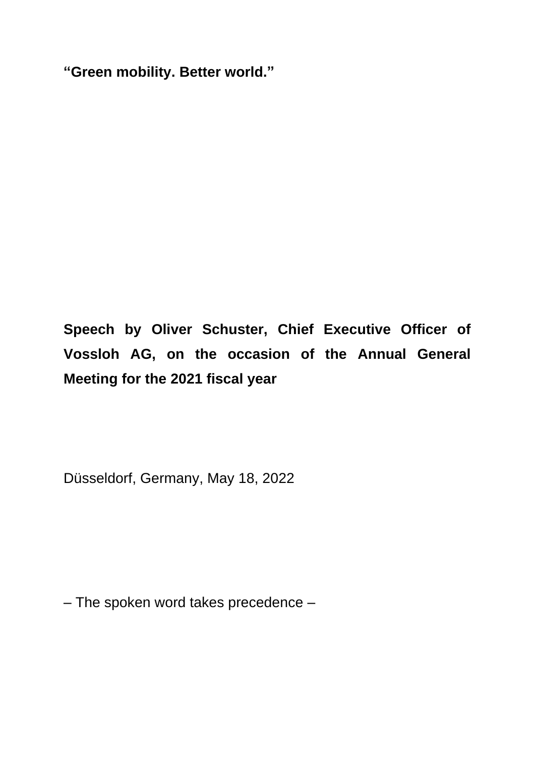**“Green mobility. Better world.”**

**Speech by Oliver Schuster, Chief Executive Officer of Vossloh AG, on the occasion of the Annual General Meeting for the 2021 fiscal year**

Düsseldorf, Germany, May 18, 2022

– The spoken word takes precedence –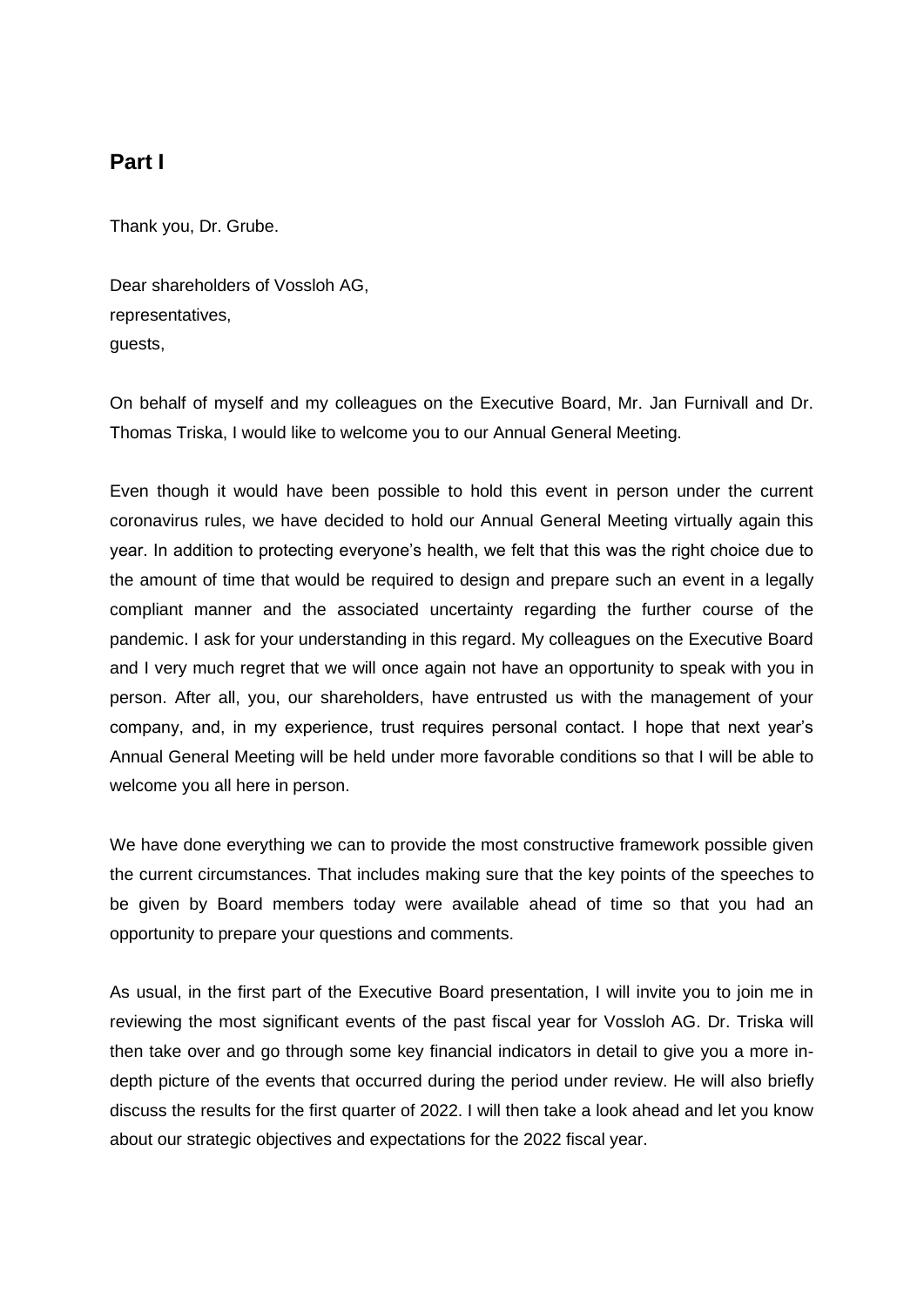## Part I

Thank you, Dr. Grube.

Dear shareholders of Vossloh AG,
representatives,
guests,

On behalf of myself and my colleagues on the Executive Board, Mr. Jan Furnivall and Dr. Thomas Triska, I would like to welcome you to our Annual General Meeting.

Even though it would have been possible to hold this event in person under the current coronavirus rules, we have decided to hold our Annual General Meeting virtually again this year. In addition to protecting everyone's health, we felt that this was the right choice due to the amount of time that would be required to design and prepare such an event in a legally compliant manner and the associated uncertainty regarding the further course of the pandemic. I ask for your understanding in this regard. My colleagues on the Executive Board and I very much regret that we will once again not have an opportunity to speak with you in person. After all, you, our shareholders, have entrusted us with the management of your company, and, in my experience, trust requires personal contact. I hope that next year's Annual General Meeting will be held under more favorable conditions so that I will be able to welcome you all here in person.

We have done everything we can to provide the most constructive framework possible given the current circumstances. That includes making sure that the key points of the speeches to be given by Board members today were available ahead of time so that you had an opportunity to prepare your questions and comments.

As usual, in the first part of the Executive Board presentation, I will invite you to join me in reviewing the most significant events of the past fiscal year for Vossloh AG. Dr. Triska will then take over and go through some key financial indicators in detail to give you a more in-depth picture of the events that occurred during the period under review. He will also briefly discuss the results for the first quarter of 2022. I will then take a look ahead and let you know about our strategic objectives and expectations for the 2022 fiscal year.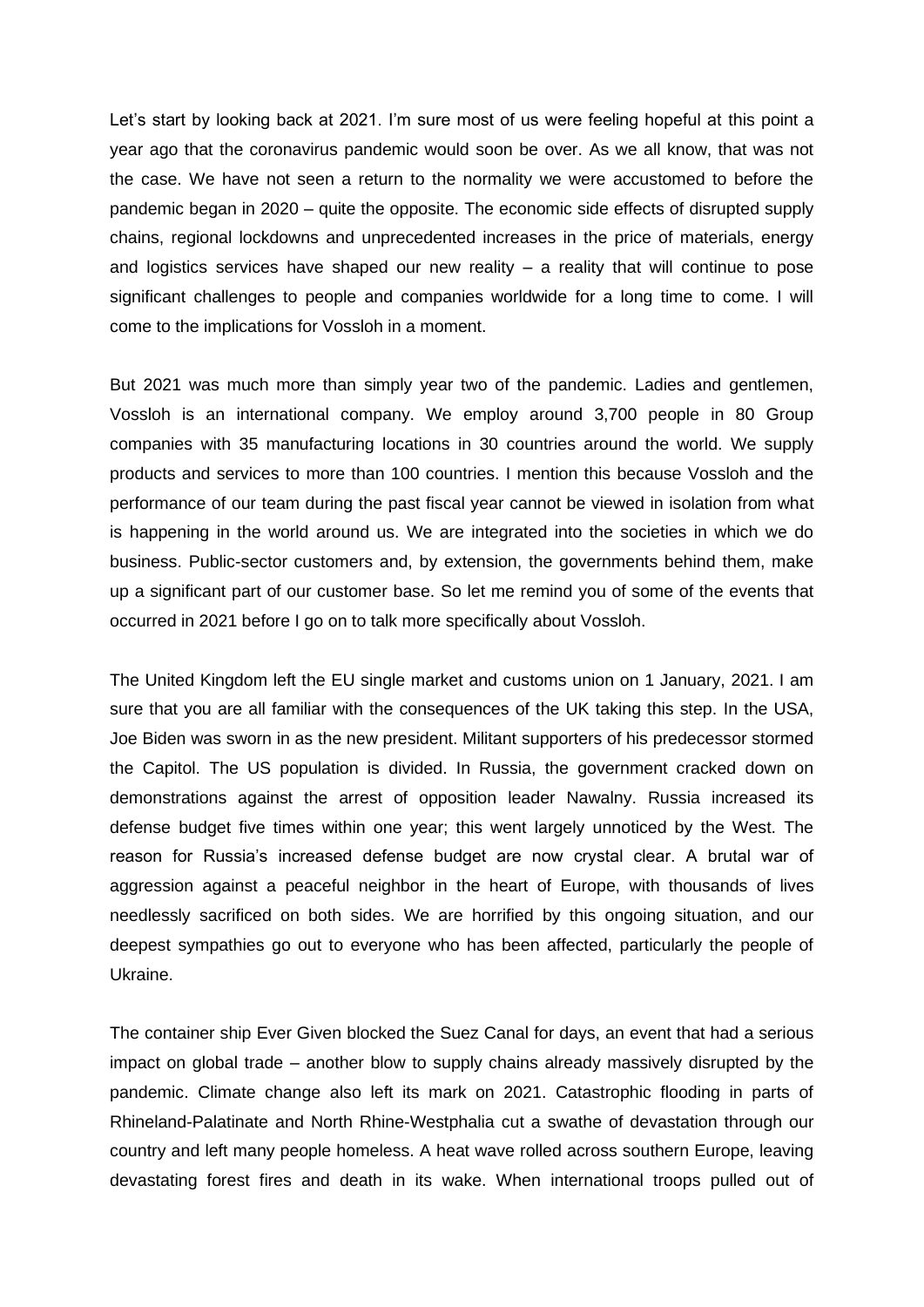Let's start by looking back at 2021. I'm sure most of us were feeling hopeful at this point a year ago that the coronavirus pandemic would soon be over. As we all know, that was not the case. We have not seen a return to the normality we were accustomed to before the pandemic began in 2020 – quite the opposite. The economic side effects of disrupted supply chains, regional lockdowns and unprecedented increases in the price of materials, energy and logistics services have shaped our new reality – a reality that will continue to pose significant challenges to people and companies worldwide for a long time to come. I will come to the implications for Vossloh in a moment.

But 2021 was much more than simply year two of the pandemic. Ladies and gentlemen, Vossloh is an international company. We employ around 3,700 people in 80 Group companies with 35 manufacturing locations in 30 countries around the world. We supply products and services to more than 100 countries. I mention this because Vossloh and the performance of our team during the past fiscal year cannot be viewed in isolation from what is happening in the world around us. We are integrated into the societies in which we do business. Public-sector customers and, by extension, the governments behind them, make up a significant part of our customer base. So let me remind you of some of the events that occurred in 2021 before I go on to talk more specifically about Vossloh.

The United Kingdom left the EU single market and customs union on 1 January, 2021. I am sure that you are all familiar with the consequences of the UK taking this step. In the USA, Joe Biden was sworn in as the new president. Militant supporters of his predecessor stormed the Capitol. The US population is divided. In Russia, the government cracked down on demonstrations against the arrest of opposition leader Nawalny. Russia increased its defense budget five times within one year; this went largely unnoticed by the West. The reason for Russia's increased defense budget are now crystal clear. A brutal war of aggression against a peaceful neighbor in the heart of Europe, with thousands of lives needlessly sacrificed on both sides. We are horrified by this ongoing situation, and our deepest sympathies go out to everyone who has been affected, particularly the people of Ukraine.

The container ship Ever Given blocked the Suez Canal for days, an event that had a serious impact on global trade – another blow to supply chains already massively disrupted by the pandemic. Climate change also left its mark on 2021. Catastrophic flooding in parts of Rhineland-Palatinate and North Rhine-Westphalia cut a swathe of devastation through our country and left many people homeless. A heat wave rolled across southern Europe, leaving devastating forest fires and death in its wake. When international troops pulled out of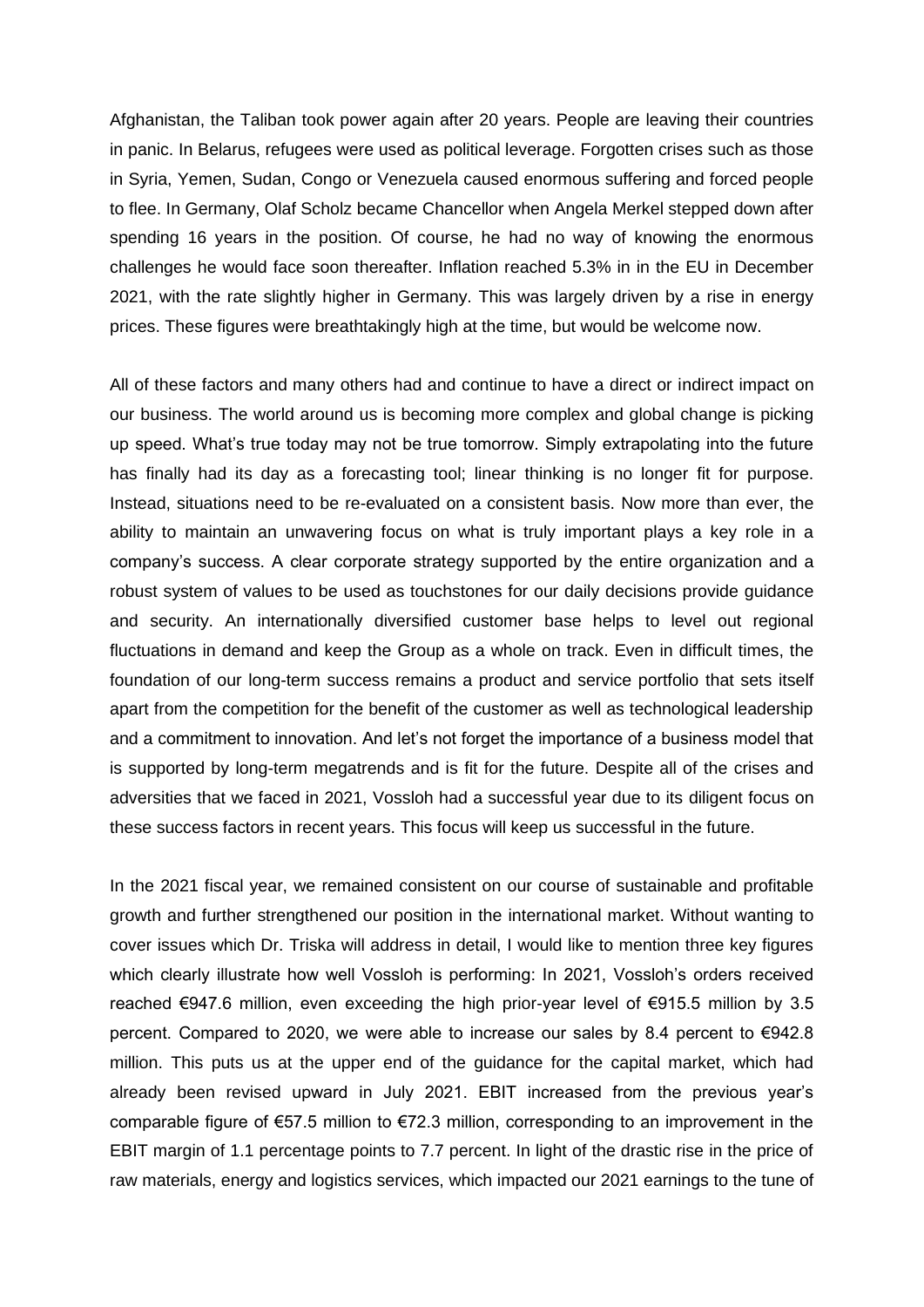Afghanistan, the Taliban took power again after 20 years. People are leaving their countries in panic. In Belarus, refugees were used as political leverage. Forgotten crises such as those in Syria, Yemen, Sudan, Congo or Venezuela caused enormous suffering and forced people to flee. In Germany, Olaf Scholz became Chancellor when Angela Merkel stepped down after spending 16 years in the position. Of course, he had no way of knowing the enormous challenges he would face soon thereafter. Inflation reached 5.3% in in the EU in December 2021, with the rate slightly higher in Germany. This was largely driven by a rise in energy prices. These figures were breathtakingly high at the time, but would be welcome now.

All of these factors and many others had and continue to have a direct or indirect impact on our business. The world around us is becoming more complex and global change is picking up speed. What's true today may not be true tomorrow. Simply extrapolating into the future has finally had its day as a forecasting tool; linear thinking is no longer fit for purpose. Instead, situations need to be re-evaluated on a consistent basis. Now more than ever, the ability to maintain an unwavering focus on what is truly important plays a key role in a company's success. A clear corporate strategy supported by the entire organization and a robust system of values to be used as touchstones for our daily decisions provide guidance and security. An internationally diversified customer base helps to level out regional fluctuations in demand and keep the Group as a whole on track. Even in difficult times, the foundation of our long-term success remains a product and service portfolio that sets itself apart from the competition for the benefit of the customer as well as technological leadership and a commitment to innovation. And let's not forget the importance of a business model that is supported by long-term megatrends and is fit for the future. Despite all of the crises and adversities that we faced in 2021, Vossloh had a successful year due to its diligent focus on these success factors in recent years. This focus will keep us successful in the future.

In the 2021 fiscal year, we remained consistent on our course of sustainable and profitable growth and further strengthened our position in the international market. Without wanting to cover issues which Dr. Triska will address in detail, I would like to mention three key figures which clearly illustrate how well Vossloh is performing: In 2021, Vossloh's orders received reached €947.6 million, even exceeding the high prior-year level of €915.5 million by 3.5 percent. Compared to 2020, we were able to increase our sales by 8.4 percent to €942.8 million. This puts us at the upper end of the guidance for the capital market, which had already been revised upward in July 2021. EBIT increased from the previous year's comparable figure of €57.5 million to €72.3 million, corresponding to an improvement in the EBIT margin of 1.1 percentage points to 7.7 percent. In light of the drastic rise in the price of raw materials, energy and logistics services, which impacted our 2021 earnings to the tune of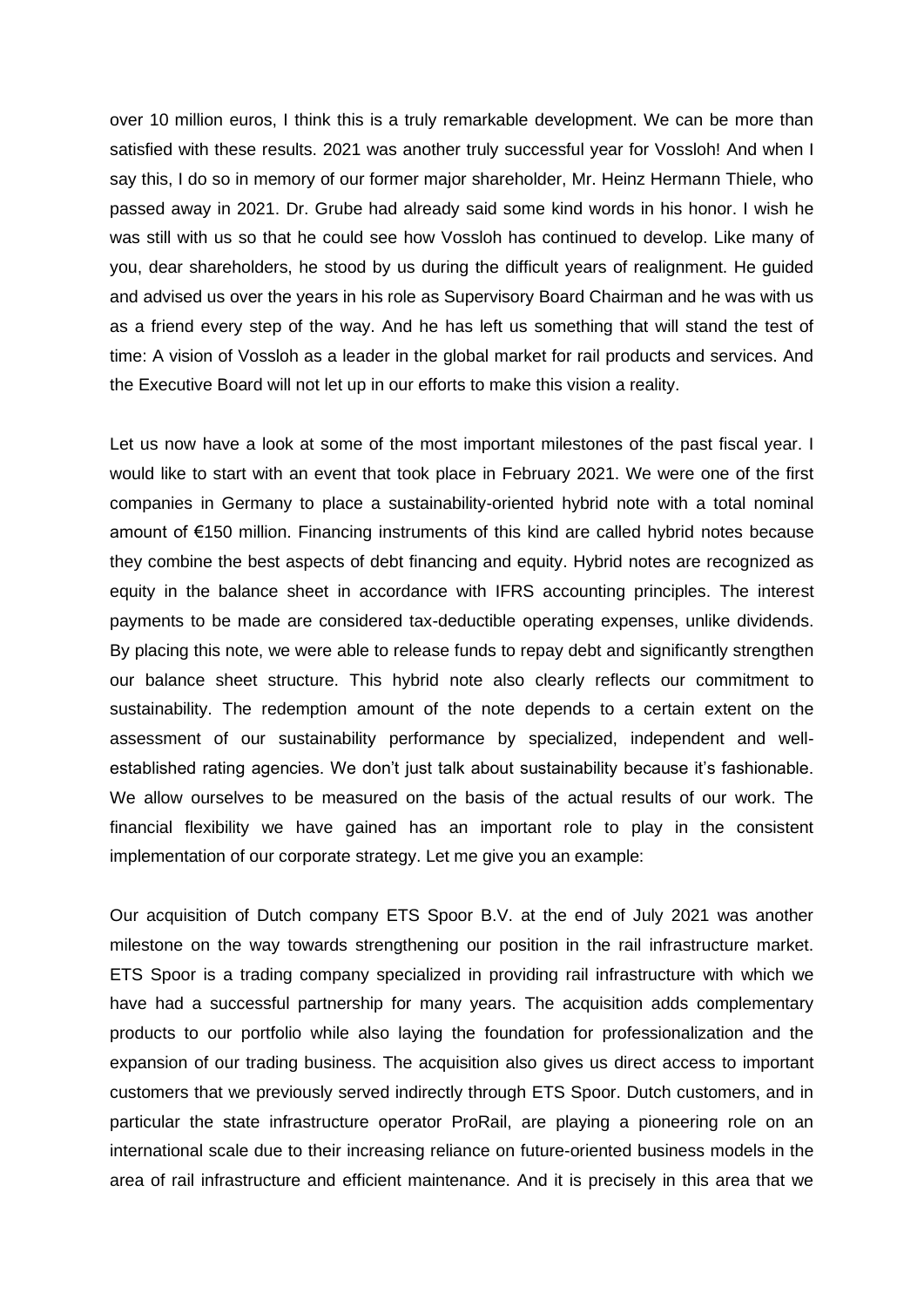over 10 million euros, I think this is a truly remarkable development. We can be more than satisfied with these results. 2021 was another truly successful year for Vossloh! And when I say this, I do so in memory of our former major shareholder, Mr. Heinz Hermann Thiele, who passed away in 2021. Dr. Grube had already said some kind words in his honor. I wish he was still with us so that he could see how Vossloh has continued to develop. Like many of you, dear shareholders, he stood by us during the difficult years of realignment. He guided and advised us over the years in his role as Supervisory Board Chairman and he was with us as a friend every step of the way. And he has left us something that will stand the test of time: A vision of Vossloh as a leader in the global market for rail products and services. And the Executive Board will not let up in our efforts to make this vision a reality.

Let us now have a look at some of the most important milestones of the past fiscal year. I would like to start with an event that took place in February 2021. We were one of the first companies in Germany to place a sustainability-oriented hybrid note with a total nominal amount of €150 million. Financing instruments of this kind are called hybrid notes because they combine the best aspects of debt financing and equity. Hybrid notes are recognized as equity in the balance sheet in accordance with IFRS accounting principles. The interest payments to be made are considered tax-deductible operating expenses, unlike dividends. By placing this note, we were able to release funds to repay debt and significantly strengthen our balance sheet structure. This hybrid note also clearly reflects our commitment to sustainability. The redemption amount of the note depends to a certain extent on the assessment of our sustainability performance by specialized, independent and well-established rating agencies. We don't just talk about sustainability because it's fashionable. We allow ourselves to be measured on the basis of the actual results of our work. The financial flexibility we have gained has an important role to play in the consistent implementation of our corporate strategy. Let me give you an example:

Our acquisition of Dutch company ETS Spoor B.V. at the end of July 2021 was another milestone on the way towards strengthening our position in the rail infrastructure market. ETS Spoor is a trading company specialized in providing rail infrastructure with which we have had a successful partnership for many years. The acquisition adds complementary products to our portfolio while also laying the foundation for professionalization and the expansion of our trading business. The acquisition also gives us direct access to important customers that we previously served indirectly through ETS Spoor. Dutch customers, and in particular the state infrastructure operator ProRail, are playing a pioneering role on an international scale due to their increasing reliance on future-oriented business models in the area of rail infrastructure and efficient maintenance. And it is precisely in this area that we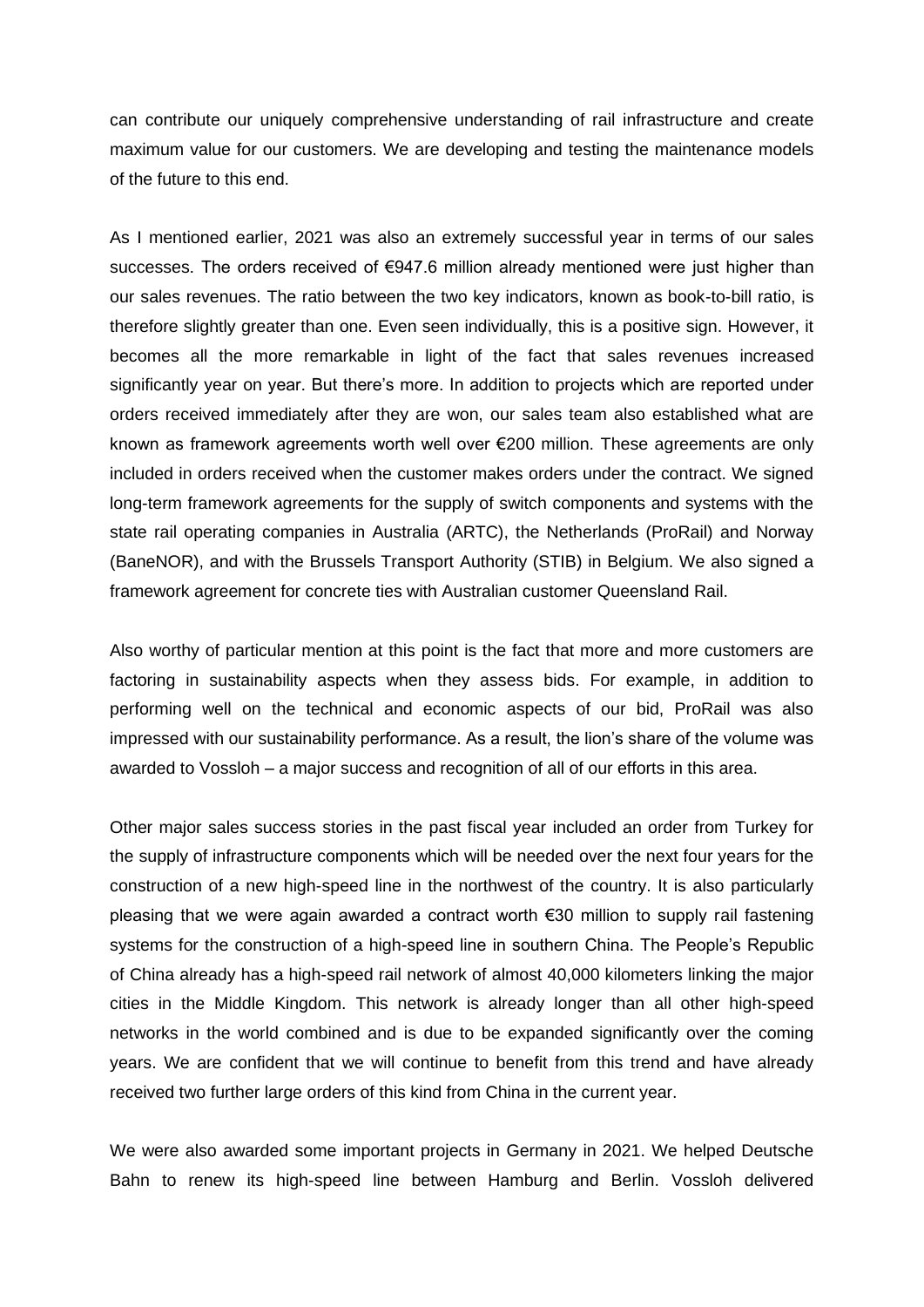can contribute our uniquely comprehensive understanding of rail infrastructure and create maximum value for our customers. We are developing and testing the maintenance models of the future to this end.

As I mentioned earlier, 2021 was also an extremely successful year in terms of our sales successes. The orders received of €947.6 million already mentioned were just higher than our sales revenues. The ratio between the two key indicators, known as book-to-bill ratio, is therefore slightly greater than one. Even seen individually, this is a positive sign. However, it becomes all the more remarkable in light of the fact that sales revenues increased significantly year on year. But there's more. In addition to projects which are reported under orders received immediately after they are won, our sales team also established what are known as framework agreements worth well over €200 million. These agreements are only included in orders received when the customer makes orders under the contract. We signed long-term framework agreements for the supply of switch components and systems with the state rail operating companies in Australia (ARTC), the Netherlands (ProRail) and Norway (BaneNOR), and with the Brussels Transport Authority (STIB) in Belgium. We also signed a framework agreement for concrete ties with Australian customer Queensland Rail.

Also worthy of particular mention at this point is the fact that more and more customers are factoring in sustainability aspects when they assess bids. For example, in addition to performing well on the technical and economic aspects of our bid, ProRail was also impressed with our sustainability performance. As a result, the lion's share of the volume was awarded to Vossloh – a major success and recognition of all of our efforts in this area.

Other major sales success stories in the past fiscal year included an order from Turkey for the supply of infrastructure components which will be needed over the next four years for the construction of a new high-speed line in the northwest of the country. It is also particularly pleasing that we were again awarded a contract worth €30 million to supply rail fastening systems for the construction of a high-speed line in southern China. The People's Republic of China already has a high-speed rail network of almost 40,000 kilometers linking the major cities in the Middle Kingdom. This network is already longer than all other high-speed networks in the world combined and is due to be expanded significantly over the coming years. We are confident that we will continue to benefit from this trend and have already received two further large orders of this kind from China in the current year.

We were also awarded some important projects in Germany in 2021. We helped Deutsche Bahn to renew its high-speed line between Hamburg and Berlin. Vossloh delivered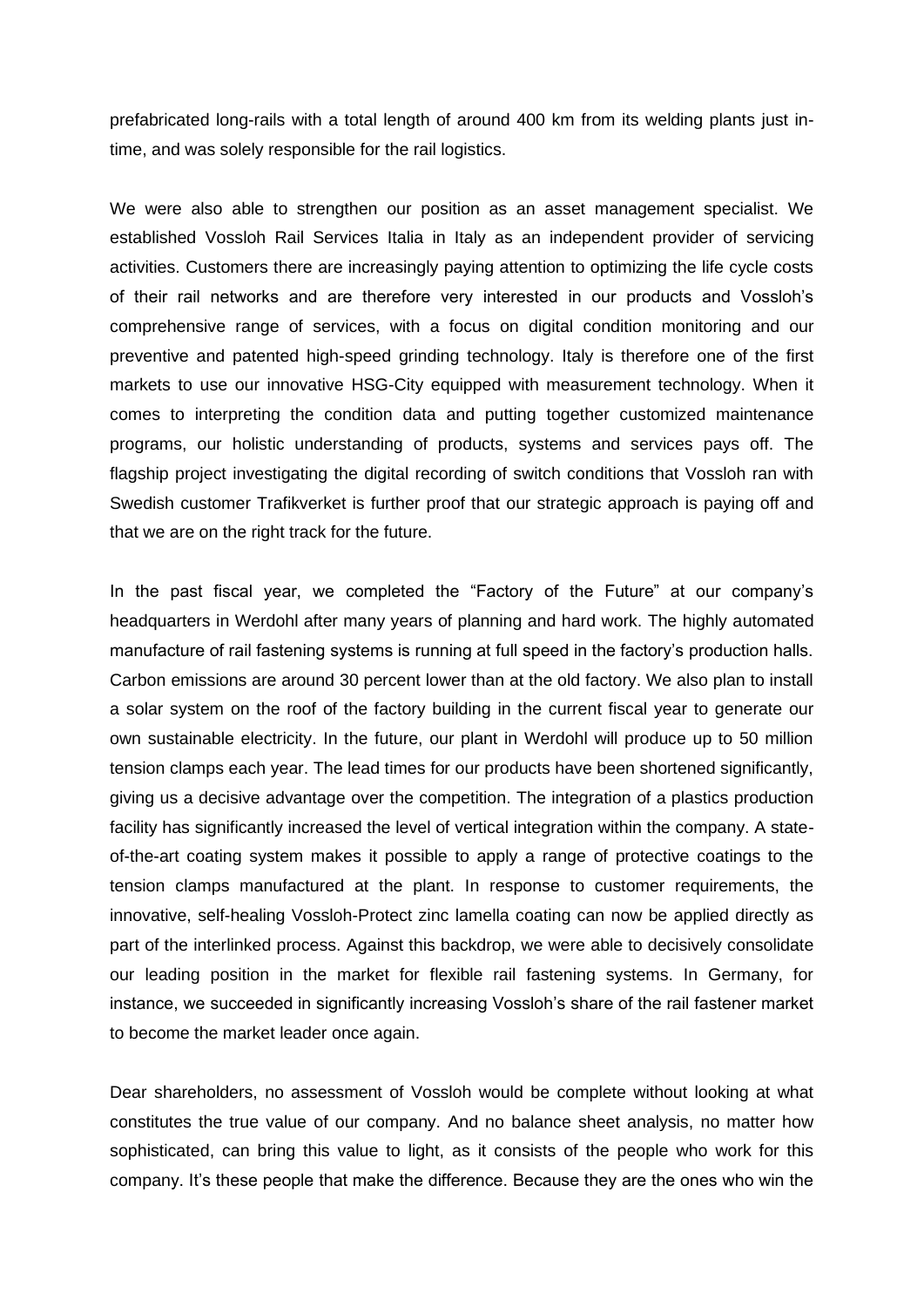prefabricated long-rails with a total length of around 400 km from its welding plants just in-time, and was solely responsible for the rail logistics.

We were also able to strengthen our position as an asset management specialist. We established Vossloh Rail Services Italia in Italy as an independent provider of servicing activities. Customers there are increasingly paying attention to optimizing the life cycle costs of their rail networks and are therefore very interested in our products and Vossloh's comprehensive range of services, with a focus on digital condition monitoring and our preventive and patented high-speed grinding technology. Italy is therefore one of the first markets to use our innovative HSG-City equipped with measurement technology. When it comes to interpreting the condition data and putting together customized maintenance programs, our holistic understanding of products, systems and services pays off. The flagship project investigating the digital recording of switch conditions that Vossloh ran with Swedish customer Trafikverket is further proof that our strategic approach is paying off and that we are on the right track for the future.

In the past fiscal year, we completed the "Factory of the Future" at our company's headquarters in Werdohl after many years of planning and hard work. The highly automated manufacture of rail fastening systems is running at full speed in the factory's production halls. Carbon emissions are around 30 percent lower than at the old factory. We also plan to install a solar system on the roof of the factory building in the current fiscal year to generate our own sustainable electricity. In the future, our plant in Werdohl will produce up to 50 million tension clamps each year. The lead times for our products have been shortened significantly, giving us a decisive advantage over the competition. The integration of a plastics production facility has significantly increased the level of vertical integration within the company. A state-of-the-art coating system makes it possible to apply a range of protective coatings to the tension clamps manufactured at the plant. In response to customer requirements, the innovative, self-healing Vossloh-Protect zinc lamella coating can now be applied directly as part of the interlinked process. Against this backdrop, we were able to decisively consolidate our leading position in the market for flexible rail fastening systems. In Germany, for instance, we succeeded in significantly increasing Vossloh's share of the rail fastener market to become the market leader once again.

Dear shareholders, no assessment of Vossloh would be complete without looking at what constitutes the true value of our company. And no balance sheet analysis, no matter how sophisticated, can bring this value to light, as it consists of the people who work for this company. It's these people that make the difference. Because they are the ones who win the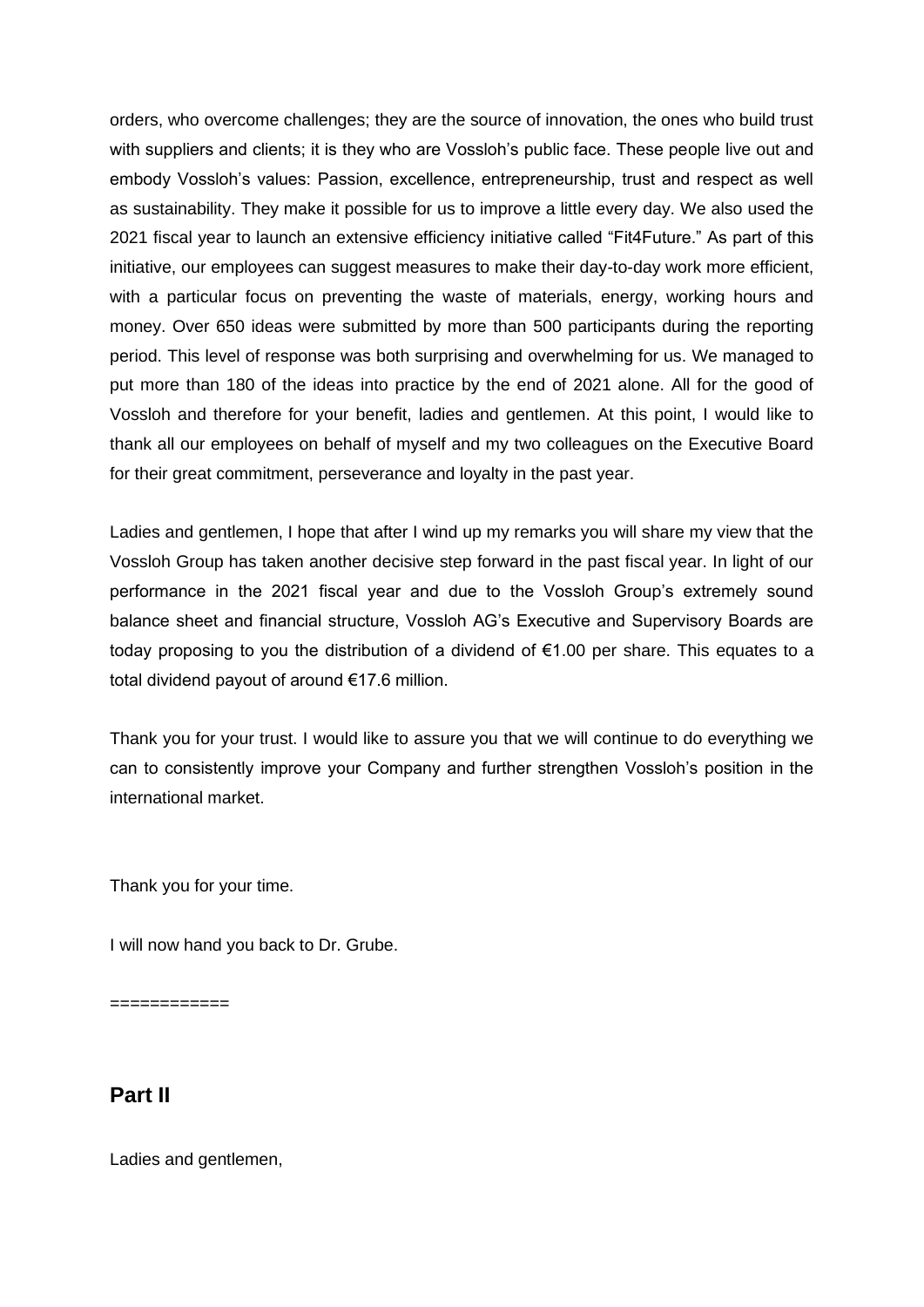orders, who overcome challenges; they are the source of innovation, the ones who build trust with suppliers and clients; it is they who are Vossloh's public face. These people live out and embody Vossloh's values: Passion, excellence, entrepreneurship, trust and respect as well as sustainability. They make it possible for us to improve a little every day. We also used the 2021 fiscal year to launch an extensive efficiency initiative called "Fit4Future." As part of this initiative, our employees can suggest measures to make their day-to-day work more efficient, with a particular focus on preventing the waste of materials, energy, working hours and money. Over 650 ideas were submitted by more than 500 participants during the reporting period. This level of response was both surprising and overwhelming for us. We managed to put more than 180 of the ideas into practice by the end of 2021 alone. All for the good of Vossloh and therefore for your benefit, ladies and gentlemen. At this point, I would like to thank all our employees on behalf of myself and my two colleagues on the Executive Board for their great commitment, perseverance and loyalty in the past year.

Ladies and gentlemen, I hope that after I wind up my remarks you will share my view that the Vossloh Group has taken another decisive step forward in the past fiscal year. In light of our performance in the 2021 fiscal year and due to the Vossloh Group's extremely sound balance sheet and financial structure, Vossloh AG's Executive and Supervisory Boards are today proposing to you the distribution of a dividend of €1.00 per share. This equates to a total dividend payout of around €17.6 million.

Thank you for your trust. I would like to assure you that we will continue to do everything we can to consistently improve your Company and further strengthen Vossloh's position in the international market.

Thank you for your time.

I will now hand you back to Dr. Grube.

============

## Part II

Ladies and gentlemen,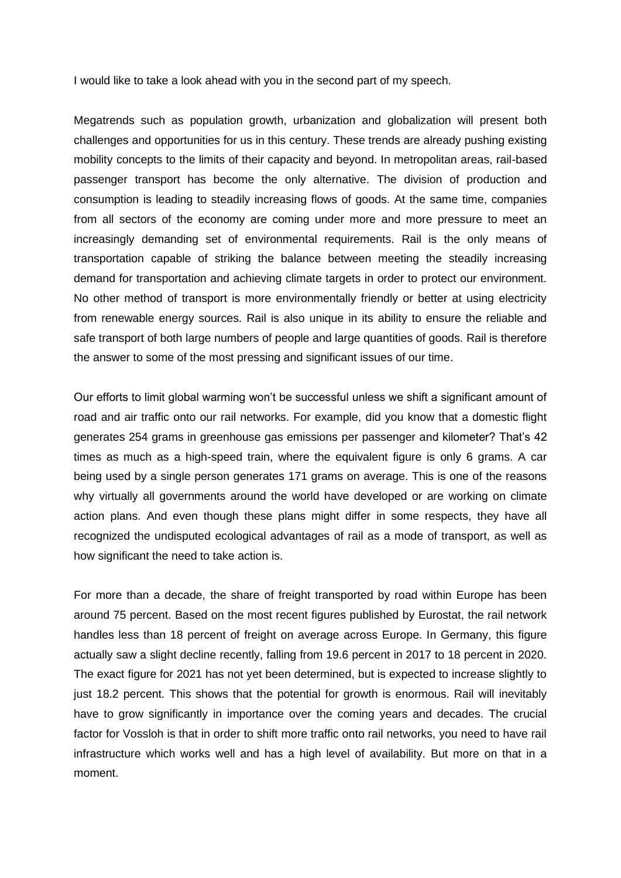I would like to take a look ahead with you in the second part of my speech.

Megatrends such as population growth, urbanization and globalization will present both challenges and opportunities for us in this century. These trends are already pushing existing mobility concepts to the limits of their capacity and beyond. In metropolitan areas, rail-based passenger transport has become the only alternative. The division of production and consumption is leading to steadily increasing flows of goods. At the same time, companies from all sectors of the economy are coming under more and more pressure to meet an increasingly demanding set of environmental requirements. Rail is the only means of transportation capable of striking the balance between meeting the steadily increasing demand for transportation and achieving climate targets in order to protect our environment. No other method of transport is more environmentally friendly or better at using electricity from renewable energy sources. Rail is also unique in its ability to ensure the reliable and safe transport of both large numbers of people and large quantities of goods. Rail is therefore the answer to some of the most pressing and significant issues of our time.

Our efforts to limit global warming won't be successful unless we shift a significant amount of road and air traffic onto our rail networks. For example, did you know that a domestic flight generates 254 grams in greenhouse gas emissions per passenger and kilometer? That's 42 times as much as a high-speed train, where the equivalent figure is only 6 grams. A car being used by a single person generates 171 grams on average. This is one of the reasons why virtually all governments around the world have developed or are working on climate action plans. And even though these plans might differ in some respects, they have all recognized the undisputed ecological advantages of rail as a mode of transport, as well as how significant the need to take action is.

For more than a decade, the share of freight transported by road within Europe has been around 75 percent. Based on the most recent figures published by Eurostat, the rail network handles less than 18 percent of freight on average across Europe. In Germany, this figure actually saw a slight decline recently, falling from 19.6 percent in 2017 to 18 percent in 2020. The exact figure for 2021 has not yet been determined, but is expected to increase slightly to just 18.2 percent. This shows that the potential for growth is enormous. Rail will inevitably have to grow significantly in importance over the coming years and decades. The crucial factor for Vossloh is that in order to shift more traffic onto rail networks, you need to have rail infrastructure which works well and has a high level of availability. But more on that in a moment.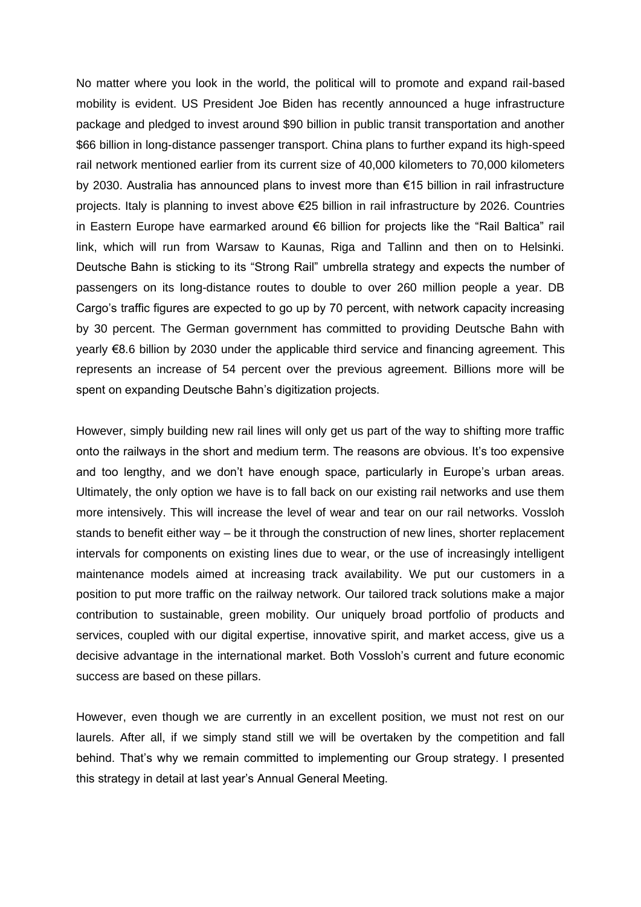No matter where you look in the world, the political will to promote and expand rail-based mobility is evident. US President Joe Biden has recently announced a huge infrastructure package and pledged to invest around $90 billion in public transit transportation and another $66 billion in long-distance passenger transport. China plans to further expand its high-speed rail network mentioned earlier from its current size of 40,000 kilometers to 70,000 kilometers by 2030. Australia has announced plans to invest more than €15 billion in rail infrastructure projects. Italy is planning to invest above €25 billion in rail infrastructure by 2026. Countries in Eastern Europe have earmarked around €6 billion for projects like the "Rail Baltica" rail link, which will run from Warsaw to Kaunas, Riga and Tallinn and then on to Helsinki. Deutsche Bahn is sticking to its "Strong Rail" umbrella strategy and expects the number of passengers on its long-distance routes to double to over 260 million people a year. DB Cargo's traffic figures are expected to go up by 70 percent, with network capacity increasing by 30 percent. The German government has committed to providing Deutsche Bahn with yearly €8.6 billion by 2030 under the applicable third service and financing agreement. This represents an increase of 54 percent over the previous agreement. Billions more will be spent on expanding Deutsche Bahn's digitization projects.

However, simply building new rail lines will only get us part of the way to shifting more traffic onto the railways in the short and medium term. The reasons are obvious. It's too expensive and too lengthy, and we don't have enough space, particularly in Europe's urban areas. Ultimately, the only option we have is to fall back on our existing rail networks and use them more intensively. This will increase the level of wear and tear on our rail networks. Vossloh stands to benefit either way – be it through the construction of new lines, shorter replacement intervals for components on existing lines due to wear, or the use of increasingly intelligent maintenance models aimed at increasing track availability. We put our customers in a position to put more traffic on the railway network. Our tailored track solutions make a major contribution to sustainable, green mobility. Our uniquely broad portfolio of products and services, coupled with our digital expertise, innovative spirit, and market access, give us a decisive advantage in the international market. Both Vossloh's current and future economic success are based on these pillars.

However, even though we are currently in an excellent position, we must not rest on our laurels. After all, if we simply stand still we will be overtaken by the competition and fall behind. That's why we remain committed to implementing our Group strategy. I presented this strategy in detail at last year's Annual General Meeting.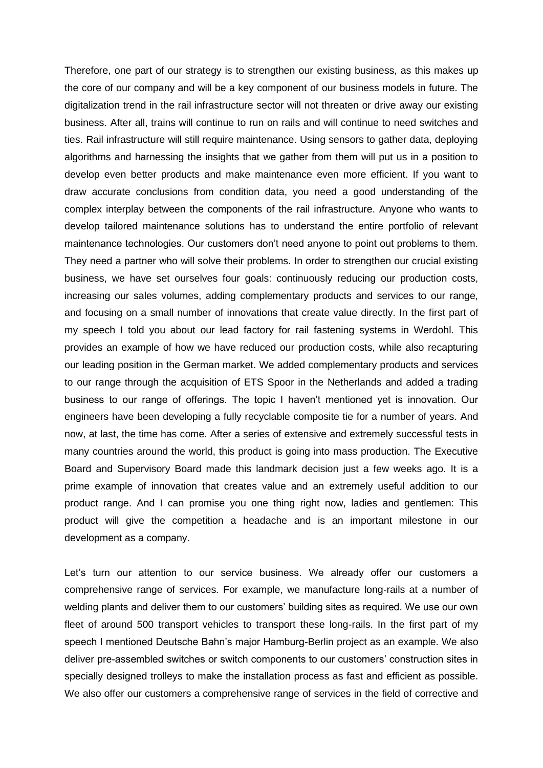Therefore, one part of our strategy is to strengthen our existing business, as this makes up the core of our company and will be a key component of our business models in future. The digitalization trend in the rail infrastructure sector will not threaten or drive away our existing business. After all, trains will continue to run on rails and will continue to need switches and ties. Rail infrastructure will still require maintenance. Using sensors to gather data, deploying algorithms and harnessing the insights that we gather from them will put us in a position to develop even better products and make maintenance even more efficient. If you want to draw accurate conclusions from condition data, you need a good understanding of the complex interplay between the components of the rail infrastructure. Anyone who wants to develop tailored maintenance solutions has to understand the entire portfolio of relevant maintenance technologies. Our customers don't need anyone to point out problems to them. They need a partner who will solve their problems. In order to strengthen our crucial existing business, we have set ourselves four goals: continuously reducing our production costs, increasing our sales volumes, adding complementary products and services to our range, and focusing on a small number of innovations that create value directly. In the first part of my speech I told you about our lead factory for rail fastening systems in Werdohl. This provides an example of how we have reduced our production costs, while also recapturing our leading position in the German market. We added complementary products and services to our range through the acquisition of ETS Spoor in the Netherlands and added a trading business to our range of offerings. The topic I haven't mentioned yet is innovation. Our engineers have been developing a fully recyclable composite tie for a number of years. And now, at last, the time has come. After a series of extensive and extremely successful tests in many countries around the world, this product is going into mass production. The Executive Board and Supervisory Board made this landmark decision just a few weeks ago. It is a prime example of innovation that creates value and an extremely useful addition to our product range. And I can promise you one thing right now, ladies and gentlemen: This product will give the competition a headache and is an important milestone in our development as a company.

Let's turn our attention to our service business. We already offer our customers a comprehensive range of services. For example, we manufacture long-rails at a number of welding plants and deliver them to our customers' building sites as required. We use our own fleet of around 500 transport vehicles to transport these long-rails. In the first part of my speech I mentioned Deutsche Bahn's major Hamburg-Berlin project as an example. We also deliver pre-assembled switches or switch components to our customers' construction sites in specially designed trolleys to make the installation process as fast and efficient as possible. We also offer our customers a comprehensive range of services in the field of corrective and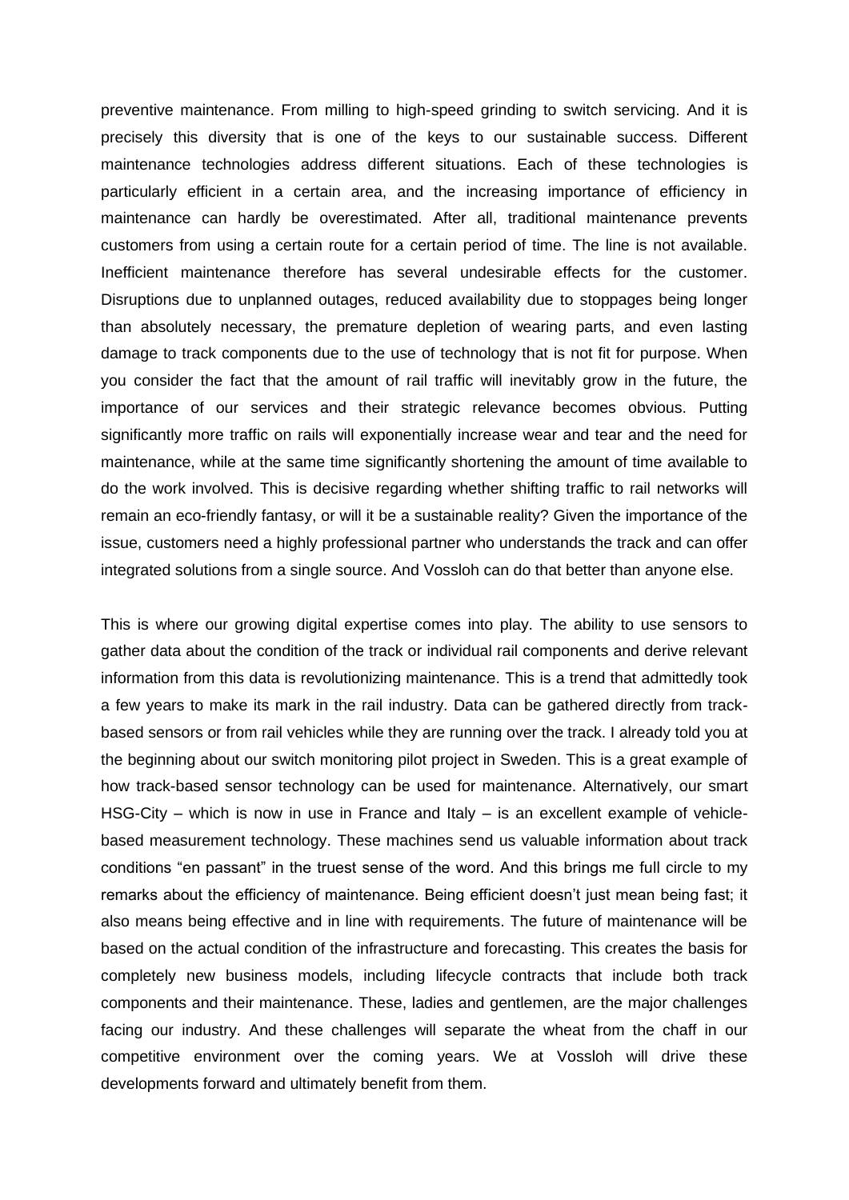preventive maintenance. From milling to high-speed grinding to switch servicing. And it is precisely this diversity that is one of the keys to our sustainable success. Different maintenance technologies address different situations. Each of these technologies is particularly efficient in a certain area, and the increasing importance of efficiency in maintenance can hardly be overestimated. After all, traditional maintenance prevents customers from using a certain route for a certain period of time. The line is not available. Inefficient maintenance therefore has several undesirable effects for the customer. Disruptions due to unplanned outages, reduced availability due to stoppages being longer than absolutely necessary, the premature depletion of wearing parts, and even lasting damage to track components due to the use of technology that is not fit for purpose. When you consider the fact that the amount of rail traffic will inevitably grow in the future, the importance of our services and their strategic relevance becomes obvious. Putting significantly more traffic on rails will exponentially increase wear and tear and the need for maintenance, while at the same time significantly shortening the amount of time available to do the work involved. This is decisive regarding whether shifting traffic to rail networks will remain an eco-friendly fantasy, or will it be a sustainable reality? Given the importance of the issue, customers need a highly professional partner who understands the track and can offer integrated solutions from a single source. And Vossloh can do that better than anyone else.

This is where our growing digital expertise comes into play. The ability to use sensors to gather data about the condition of the track or individual rail components and derive relevant information from this data is revolutionizing maintenance. This is a trend that admittedly took a few years to make its mark in the rail industry. Data can be gathered directly from track-based sensors or from rail vehicles while they are running over the track. I already told you at the beginning about our switch monitoring pilot project in Sweden. This is a great example of how track-based sensor technology can be used for maintenance. Alternatively, our smart HSG-City – which is now in use in France and Italy – is an excellent example of vehicle-based measurement technology. These machines send us valuable information about track conditions "en passant" in the truest sense of the word. And this brings me full circle to my remarks about the efficiency of maintenance. Being efficient doesn't just mean being fast; it also means being effective and in line with requirements. The future of maintenance will be based on the actual condition of the infrastructure and forecasting. This creates the basis for completely new business models, including lifecycle contracts that include both track components and their maintenance. These, ladies and gentlemen, are the major challenges facing our industry. And these challenges will separate the wheat from the chaff in our competitive environment over the coming years. We at Vossloh will drive these developments forward and ultimately benefit from them.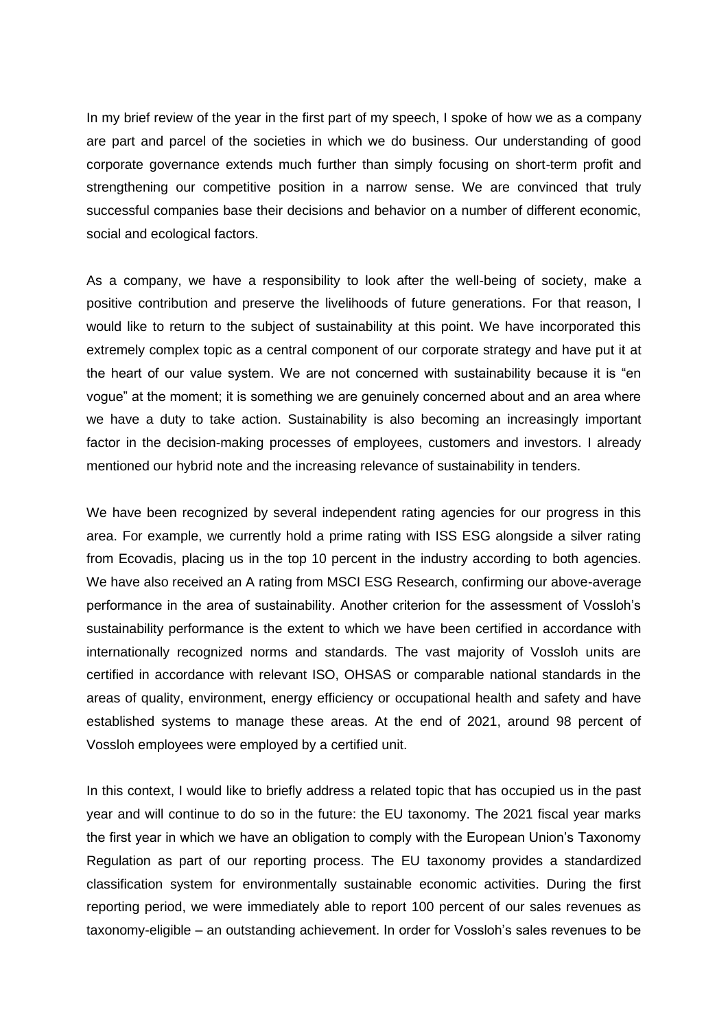In my brief review of the year in the first part of my speech, I spoke of how we as a company are part and parcel of the societies in which we do business. Our understanding of good corporate governance extends much further than simply focusing on short-term profit and strengthening our competitive position in a narrow sense. We are convinced that truly successful companies base their decisions and behavior on a number of different economic, social and ecological factors.

As a company, we have a responsibility to look after the well-being of society, make a positive contribution and preserve the livelihoods of future generations. For that reason, I would like to return to the subject of sustainability at this point. We have incorporated this extremely complex topic as a central component of our corporate strategy and have put it at the heart of our value system. We are not concerned with sustainability because it is "en vogue" at the moment; it is something we are genuinely concerned about and an area where we have a duty to take action. Sustainability is also becoming an increasingly important factor in the decision-making processes of employees, customers and investors. I already mentioned our hybrid note and the increasing relevance of sustainability in tenders.

We have been recognized by several independent rating agencies for our progress in this area. For example, we currently hold a prime rating with ISS ESG alongside a silver rating from Ecovadis, placing us in the top 10 percent in the industry according to both agencies. We have also received an A rating from MSCI ESG Research, confirming our above-average performance in the area of sustainability. Another criterion for the assessment of Vossloh's sustainability performance is the extent to which we have been certified in accordance with internationally recognized norms and standards. The vast majority of Vossloh units are certified in accordance with relevant ISO, OHSAS or comparable national standards in the areas of quality, environment, energy efficiency or occupational health and safety and have established systems to manage these areas. At the end of 2021, around 98 percent of Vossloh employees were employed by a certified unit.

In this context, I would like to briefly address a related topic that has occupied us in the past year and will continue to do so in the future: the EU taxonomy. The 2021 fiscal year marks the first year in which we have an obligation to comply with the European Union's Taxonomy Regulation as part of our reporting process. The EU taxonomy provides a standardized classification system for environmentally sustainable economic activities. During the first reporting period, we were immediately able to report 100 percent of our sales revenues as taxonomy-eligible – an outstanding achievement. In order for Vossloh's sales revenues to be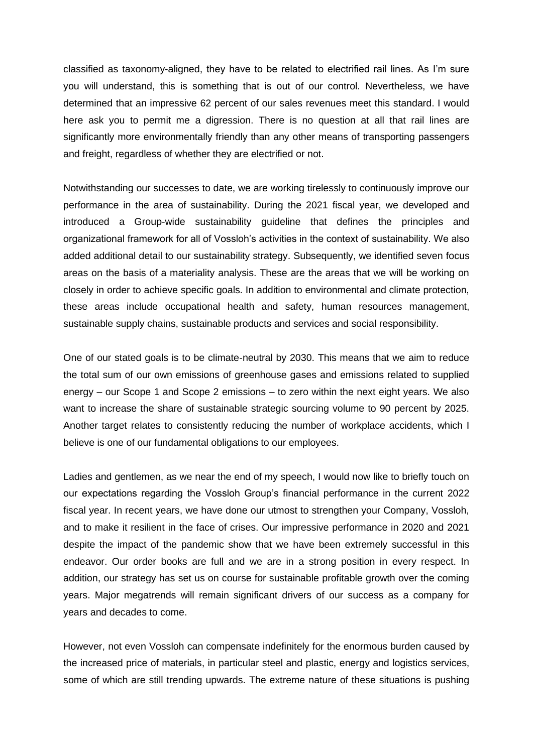classified as taxonomy-aligned, they have to be related to electrified rail lines. As I'm sure you will understand, this is something that is out of our control. Nevertheless, we have determined that an impressive 62 percent of our sales revenues meet this standard. I would here ask you to permit me a digression. There is no question at all that rail lines are significantly more environmentally friendly than any other means of transporting passengers and freight, regardless of whether they are electrified or not.

Notwithstanding our successes to date, we are working tirelessly to continuously improve our performance in the area of sustainability. During the 2021 fiscal year, we developed and introduced a Group-wide sustainability guideline that defines the principles and organizational framework for all of Vossloh's activities in the context of sustainability. We also added additional detail to our sustainability strategy. Subsequently, we identified seven focus areas on the basis of a materiality analysis. These are the areas that we will be working on closely in order to achieve specific goals. In addition to environmental and climate protection, these areas include occupational health and safety, human resources management, sustainable supply chains, sustainable products and services and social responsibility.

One of our stated goals is to be climate-neutral by 2030. This means that we aim to reduce the total sum of our own emissions of greenhouse gases and emissions related to supplied energy – our Scope 1 and Scope 2 emissions – to zero within the next eight years. We also want to increase the share of sustainable strategic sourcing volume to 90 percent by 2025. Another target relates to consistently reducing the number of workplace accidents, which I believe is one of our fundamental obligations to our employees.

Ladies and gentlemen, as we near the end of my speech, I would now like to briefly touch on our expectations regarding the Vossloh Group's financial performance in the current 2022 fiscal year. In recent years, we have done our utmost to strengthen your Company, Vossloh, and to make it resilient in the face of crises. Our impressive performance in 2020 and 2021 despite the impact of the pandemic show that we have been extremely successful in this endeavor. Our order books are full and we are in a strong position in every respect. In addition, our strategy has set us on course for sustainable profitable growth over the coming years. Major megatrends will remain significant drivers of our success as a company for years and decades to come.

However, not even Vossloh can compensate indefinitely for the enormous burden caused by the increased price of materials, in particular steel and plastic, energy and logistics services, some of which are still trending upwards. The extreme nature of these situations is pushing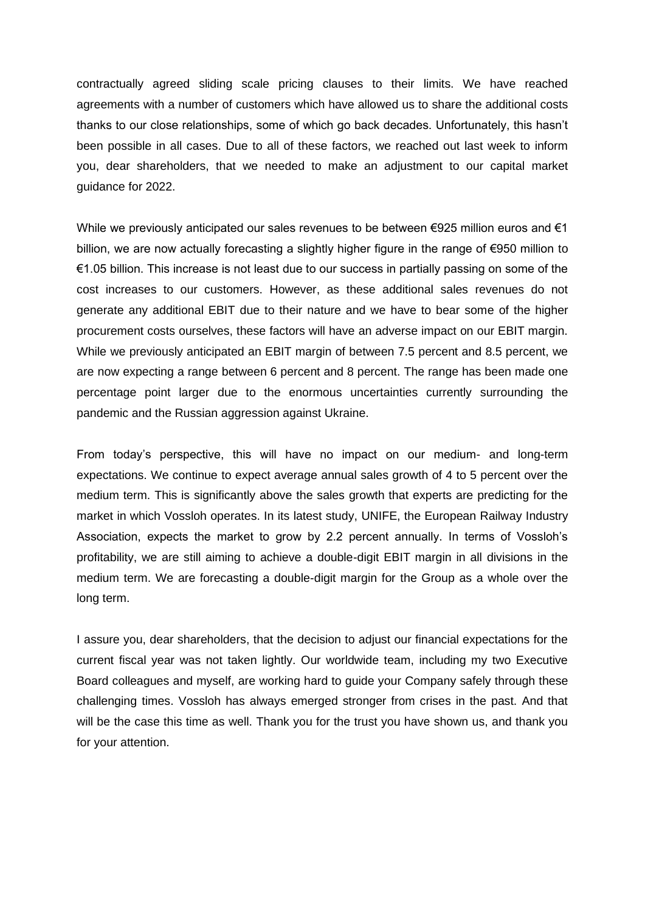contractually agreed sliding scale pricing clauses to their limits. We have reached agreements with a number of customers which have allowed us to share the additional costs thanks to our close relationships, some of which go back decades. Unfortunately, this hasn't been possible in all cases. Due to all of these factors, we reached out last week to inform you, dear shareholders, that we needed to make an adjustment to our capital market guidance for 2022.

While we previously anticipated our sales revenues to be between €925 million euros and €1 billion, we are now actually forecasting a slightly higher figure in the range of €950 million to €1.05 billion. This increase is not least due to our success in partially passing on some of the cost increases to our customers. However, as these additional sales revenues do not generate any additional EBIT due to their nature and we have to bear some of the higher procurement costs ourselves, these factors will have an adverse impact on our EBIT margin. While we previously anticipated an EBIT margin of between 7.5 percent and 8.5 percent, we are now expecting a range between 6 percent and 8 percent. The range has been made one percentage point larger due to the enormous uncertainties currently surrounding the pandemic and the Russian aggression against Ukraine.

From today's perspective, this will have no impact on our medium- and long-term expectations. We continue to expect average annual sales growth of 4 to 5 percent over the medium term. This is significantly above the sales growth that experts are predicting for the market in which Vossloh operates. In its latest study, UNIFE, the European Railway Industry Association, expects the market to grow by 2.2 percent annually. In terms of Vossloh's profitability, we are still aiming to achieve a double-digit EBIT margin in all divisions in the medium term. We are forecasting a double-digit margin for the Group as a whole over the long term.

I assure you, dear shareholders, that the decision to adjust our financial expectations for the current fiscal year was not taken lightly. Our worldwide team, including my two Executive Board colleagues and myself, are working hard to guide your Company safely through these challenging times. Vossloh has always emerged stronger from crises in the past. And that will be the case this time as well. Thank you for the trust you have shown us, and thank you for your attention.